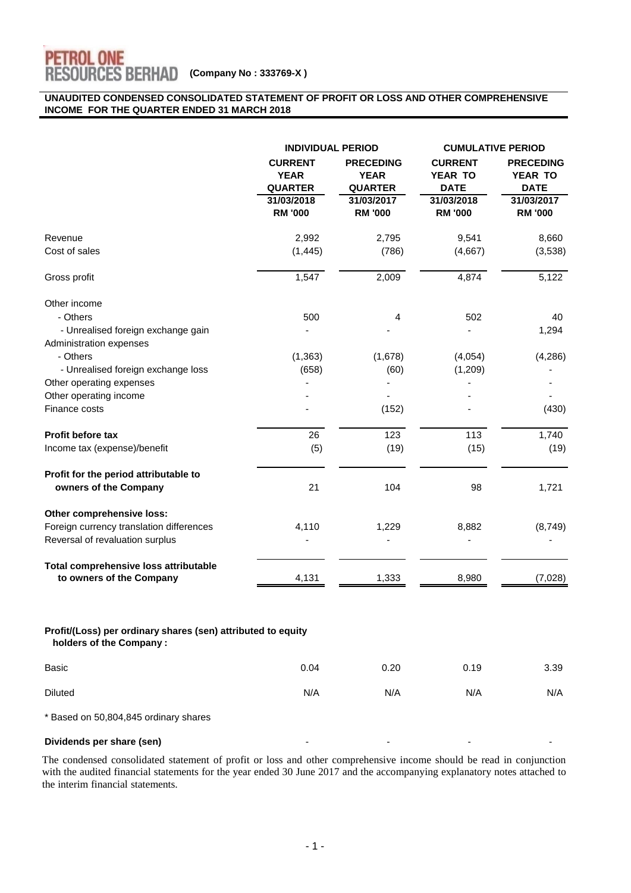**PETROL ONE RESOURCES BERHAD** (Company No : 333769-X )

## UNAUDITED CONDENSED CONSOLIDATED STATEMENT OF PROFIT OR LOSS AND OTHER COMPREHENSIVE INCOME FOR THE QUARTER ENDED 31 MARCH 2018

| | INDIVIDUAL PERIOD | | CUMULATIVE PERIOD | |
|---|---|---|---|---|
| | CURRENT YEAR QUARTER | PRECEDING YEAR QUARTER | CURRENT YEAR TO DATE | PRECEDING YEAR TO DATE |
| | 31/03/2018 RM '000 | 31/03/2017 RM '000 | 31/03/2018 RM '000 | 31/03/2017 RM '000 |
| Revenue | 2,992 | 2,795 | 9,541 | 8,660 |
| Cost of sales | (1,445) | (786) | (4,667) | (3,538) |
| Gross profit | 1,547 | 2,009 | 4,874 | 5,122 |
| Other income | | | | |
| - Others | 500 | 4 | 502 | 40 |
| - Unrealised foreign exchange gain | - | - | - | 1,294 |
| Administration expenses | | | | |
| - Others | (1,363) | (1,678) | (4,054) | (4,286) |
| - Unrealised foreign exchange loss | (658) | (60) | (1,209) | - |
| Other operating expenses | - | - | - | - |
| Other operating income | - | - | - | - |
| Finance costs | - | (152) | - | (430) |
| **Profit before tax** | 26 | 123 | 113 | 1,740 |
| Income tax (expense)/benefit | (5) | (19) | (15) | (19) |
| **Profit for the period attributable to owners of the Company** | 21 | 104 | 98 | 1,721 |
| **Other comprehensive loss:** | | | | |
| Foreign currency translation differences | 4,110 | 1,229 | 8,882 | (8,749) |
| Reversal of revaluation surplus | - | - | - | - |
| **Total comprehensive loss attributable to owners of the Company** | 4,131 | 1,333 | 8,980 | (7,028) |
| **Profit/(Loss) per ordinary shares (sen) attributed to equity holders of the Company :** | | | | |
| Basic | 0.04 | 0.20 | 0.19 | 3.39 |
| Diluted | N/A | N/A | N/A | N/A |
| * Based on 50,804,845 ordinary shares | | | | |
| **Dividends per share (sen)** | - | - | - | - |

The condensed consolidated statement of profit or loss and other comprehensive income should be read in conjunction with the audited financial statements for the year ended 30 June 2017 and the accompanying explanatory notes attached to the interim financial statements.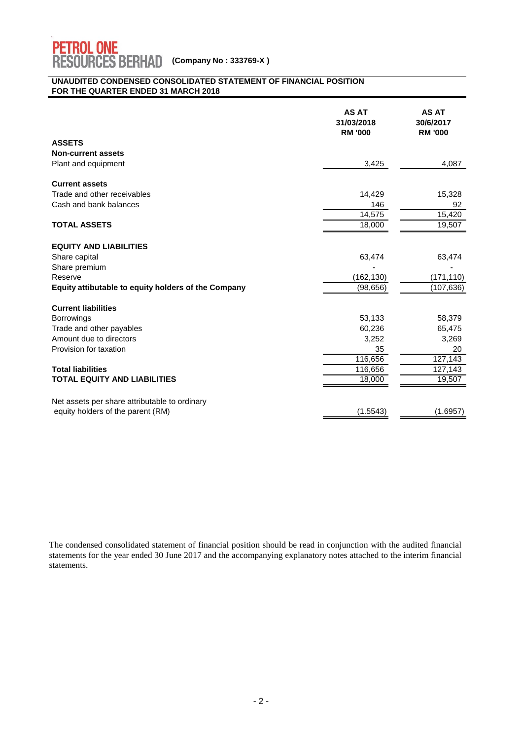**PETROL ONE RESOURCES BERHAD** (Company No : 333769-X )

**UNAUDITED CONDENSED CONSOLIDATED STATEMENT OF FINANCIAL POSITION FOR THE QUARTER ENDED 31 MARCH 2018**

| | AS AT 31/03/2018 RM '000 | AS AT 30/6/2017 RM '000 |
|---|---|---|
| **ASSETS** | | |
| **Non-current assets** | | |
| Plant and equipment | 3,425 | 4,087 |
| | | |
| **Current assets** | | |
| Trade and other receivables | 14,429 | 15,328 |
| Cash and bank balances | 146 | 92 |
| | 14,575 | 15,420 |
| **TOTAL ASSETS** | 18,000 | 19,507 |
| | | |
| **EQUITY AND LIABILITIES** | | |
| Share capital | 63,474 | 63,474 |
| Share premium | - | - |
| Reserve | (162,130) | (171,110) |
| **Equity attibutable to equity holders of the Company** | (98,656) | (107,636) |
| | | |
| **Current liabilities** | | |
| Borrowings | 53,133 | 58,379 |
| Trade and other payables | 60,236 | 65,475 |
| Amount due to directors | 3,252 | 3,269 |
| Provision for taxation | 35 | 20 |
| | 116,656 | 127,143 |
| **Total liabilities** | 116,656 | 127,143 |
| **TOTAL EQUITY AND LIABILITIES** | 18,000 | 19,507 |
| | | |
| Net assets per share attributable to ordinary equity holders of the parent (RM) | (1.5543) | (1.6957) |

The condensed consolidated statement of financial position should be read in conjunction with the audited financial statements for the year ended 30 June 2017 and the accompanying explanatory notes attached to the interim financial statements.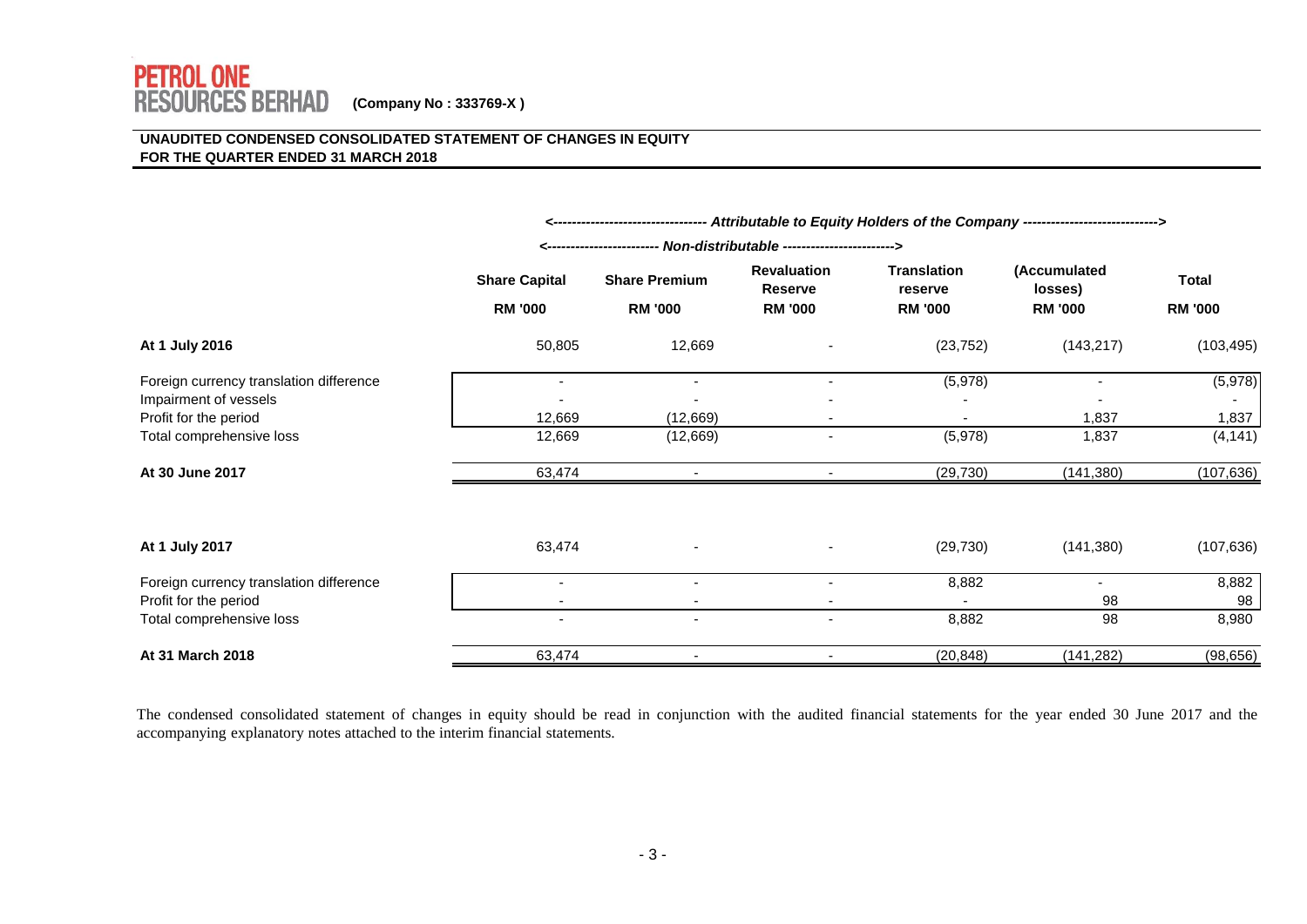**PETROL ONE RESOURCES BERHAD** (Company No : 333769-X )

## UNAUDITED CONDENSED CONSOLIDATED STATEMENT OF CHANGES IN EQUITY
## FOR THE QUARTER ENDED 31 MARCH 2018

| | <--- *Attributable to Equity Holders of the Company* | | | | | --->|
|---|---|---|---|---|---|---|
| | <--- *Non-distributable* | | ---> | | | |
| | **Share Capital** | **Share Premium** | **Revaluation Reserve** | **Translation reserve** | **(Accumulated losses)** | **Total** |
| | **RM '000** | **RM '000** | **RM '000** | **RM '000** | **RM '000** | **RM '000** |
| **At 1 July 2016** | 50,805 | 12,669 | - | (23,752) | (143,217) | (103,495) |
| Foreign currency translation difference | - | - | - | (5,978) | - | (5,978) |
| Impairment of vessels | - | - | - | - | - | - |
| Profit for the period | 12,669 | (12,669) | - | - | 1,837 | 1,837 |
| Total comprehensive loss | 12,669 | (12,669) | - | (5,978) | 1,837 | (4,141) |
| **At 30 June 2017** | 63,474 | - | - | (29,730) | (141,380) | (107,636) |
| | | | | | | |
| **At 1 July 2017** | 63,474 | - | - | (29,730) | (141,380) | (107,636) |
| Foreign currency translation difference | - | - | - | 8,882 | - | 8,882 |
| Profit for the period | - | - | - | - | 98 | 98 |
| Total comprehensive loss | - | - | - | 8,882 | 98 | 8,980 |
| **At 31 March 2018** | 63,474 | - | - | (20,848) | (141,282) | (98,656) |

The condensed consolidated statement of changes in equity should be read in conjunction with the audited financial statements for the year ended 30 June 2017 and the accompanying explanatory notes attached to the interim financial statements.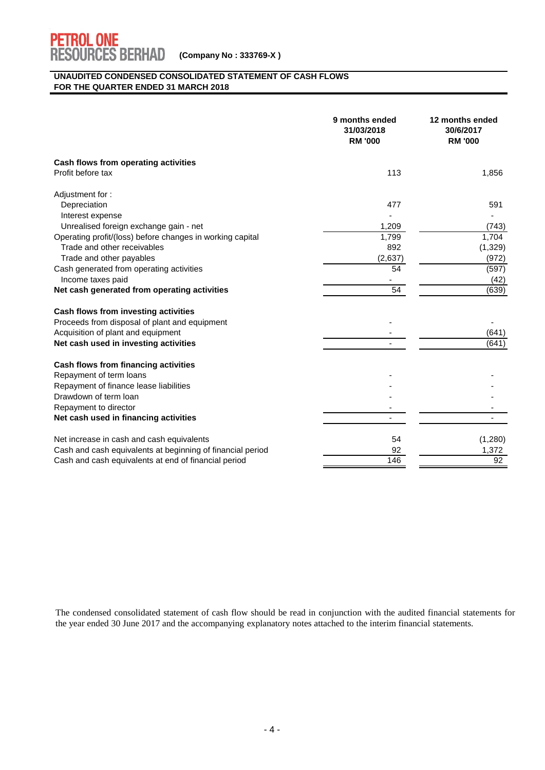**PETROL ONE RESOURCES BERHAD** **(Company No : 333769-X )**

## UNAUDITED CONDENSED CONSOLIDATED STATEMENT OF CASH FLOWS FOR THE QUARTER ENDED 31 MARCH 2018

| | 9 months ended 31/03/2018 RM '000 | 12 months ended 30/6/2017 RM '000 |
|---|---|---|
| **Cash flows from operating activities** | | |
| Profit before tax | 113 | 1,856 |
| | | |
| Adjustment for : | | |
| Depreciation | 477 | 591 |
| Interest expense | - | - |
| Unrealised foreign exchange gain - net | 1,209 | (743) |
| Operating profit/(loss) before changes in working capital | 1,799 | 1,704 |
| Trade and other receivables | 892 | (1,329) |
| Trade and other payables | (2,637) | (972) |
| Cash generated from operating activities | 54 | (597) |
| Income taxes paid | - | (42) |
| **Net cash generated from operating activities** | 54 | (639) |
| | | |
| **Cash flows from investing activities** | | |
| Proceeds from disposal of plant and equipment | - | - |
| Acquisition of plant and equipment | - | (641) |
| **Net cash used in investing activities** | - | (641) |
| | | |
| **Cash flows from financing activities** | | |
| Repayment of term loans | - | - |
| Repayment of finance lease liabilities | - | - |
| Drawdown of term loan | - | - |
| Repayment to director | - | - |
| **Net cash used in financing activities** | - | - |
| | | |
| Net increase in cash and cash equivalents | 54 | (1,280) |
| Cash and cash equivalents at beginning of financial period | 92 | 1,372 |
| Cash and cash equivalents at end of financial period | 146 | 92 |

The condensed consolidated statement of cash flow should be read in conjunction with the audited financial statements for the year ended 30 June 2017 and the accompanying explanatory notes attached to the interim financial statements.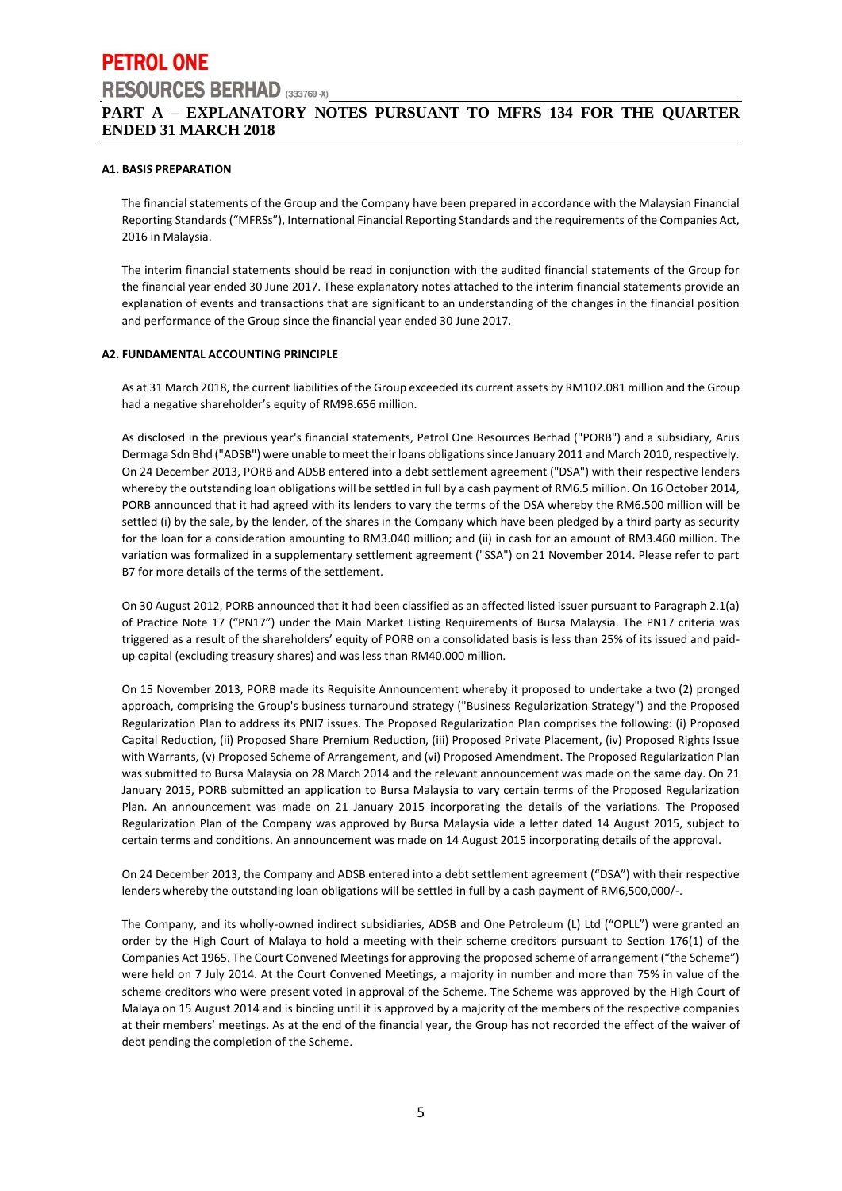## PART A – EXPLANATORY NOTES PURSUANT TO MFRS 134 FOR THE QUARTER ENDED 31 MARCH 2018

### A1. BASIS PREPARATION

The financial statements of the Group and the Company have been prepared in accordance with the Malaysian Financial Reporting Standards ("MFRSs"), International Financial Reporting Standards and the requirements of the Companies Act, 2016 in Malaysia.

The interim financial statements should be read in conjunction with the audited financial statements of the Group for the financial year ended 30 June 2017. These explanatory notes attached to the interim financial statements provide an explanation of events and transactions that are significant to an understanding of the changes in the financial position and performance of the Group since the financial year ended 30 June 2017.

### A2. FUNDAMENTAL ACCOUNTING PRINCIPLE

As at 31 March 2018, the current liabilities of the Group exceeded its current assets by RM102.081 million and the Group had a negative shareholder's equity of RM98.656 million.

As disclosed in the previous year's financial statements, Petrol One Resources Berhad ("PORB") and a subsidiary, Arus Dermaga Sdn Bhd ("ADSB") were unable to meet their loans obligations since January 2011 and March 2010, respectively. On 24 December 2013, PORB and ADSB entered into a debt settlement agreement ("DSA") with their respective lenders whereby the outstanding loan obligations will be settled in full by a cash payment of RM6.5 million. On 16 October 2014, PORB announced that it had agreed with its lenders to vary the terms of the DSA whereby the RM6.500 million will be settled (i) by the sale, by the lender, of the shares in the Company which have been pledged by a third party as security for the loan for a consideration amounting to RM3.040 million; and (ii) in cash for an amount of RM3.460 million. The variation was formalized in a supplementary settlement agreement ("SSA") on 21 November 2014. Please refer to part B7 for more details of the terms of the settlement.

On 30 August 2012, PORB announced that it had been classified as an affected listed issuer pursuant to Paragraph 2.1(a) of Practice Note 17 ("PN17") under the Main Market Listing Requirements of Bursa Malaysia. The PN17 criteria was triggered as a result of the shareholders' equity of PORB on a consolidated basis is less than 25% of its issued and paid-up capital (excluding treasury shares) and was less than RM40.000 million.

On 15 November 2013, PORB made its Requisite Announcement whereby it proposed to undertake a two (2) pronged approach, comprising the Group's business turnaround strategy ("Business Regularization Strategy") and the Proposed Regularization Plan to address its PNI7 issues. The Proposed Regularization Plan comprises the following: (i) Proposed Capital Reduction, (ii) Proposed Share Premium Reduction, (iii) Proposed Private Placement, (iv) Proposed Rights Issue with Warrants, (v) Proposed Scheme of Arrangement, and (vi) Proposed Amendment. The Proposed Regularization Plan was submitted to Bursa Malaysia on 28 March 2014 and the relevant announcement was made on the same day. On 21 January 2015, PORB submitted an application to Bursa Malaysia to vary certain terms of the Proposed Regularization Plan. An announcement was made on 21 January 2015 incorporating the details of the variations. The Proposed Regularization Plan of the Company was approved by Bursa Malaysia vide a letter dated 14 August 2015, subject to certain terms and conditions. An announcement was made on 14 August 2015 incorporating details of the approval.

On 24 December 2013, the Company and ADSB entered into a debt settlement agreement ("DSA") with their respective lenders whereby the outstanding loan obligations will be settled in full by a cash payment of RM6,500,000/-.

The Company, and its wholly-owned indirect subsidiaries, ADSB and One Petroleum (L) Ltd ("OPLL") were granted an order by the High Court of Malaya to hold a meeting with their scheme creditors pursuant to Section 176(1) of the Companies Act 1965. The Court Convened Meetings for approving the proposed scheme of arrangement ("the Scheme") were held on 7 July 2014. At the Court Convened Meetings, a majority in number and more than 75% in value of the scheme creditors who were present voted in approval of the Scheme. The Scheme was approved by the High Court of Malaya on 15 August 2014 and is binding until it is approved by a majority of the members of the respective companies at their members' meetings. As at the end of the financial year, the Group has not recorded the effect of the waiver of debt pending the completion of the Scheme.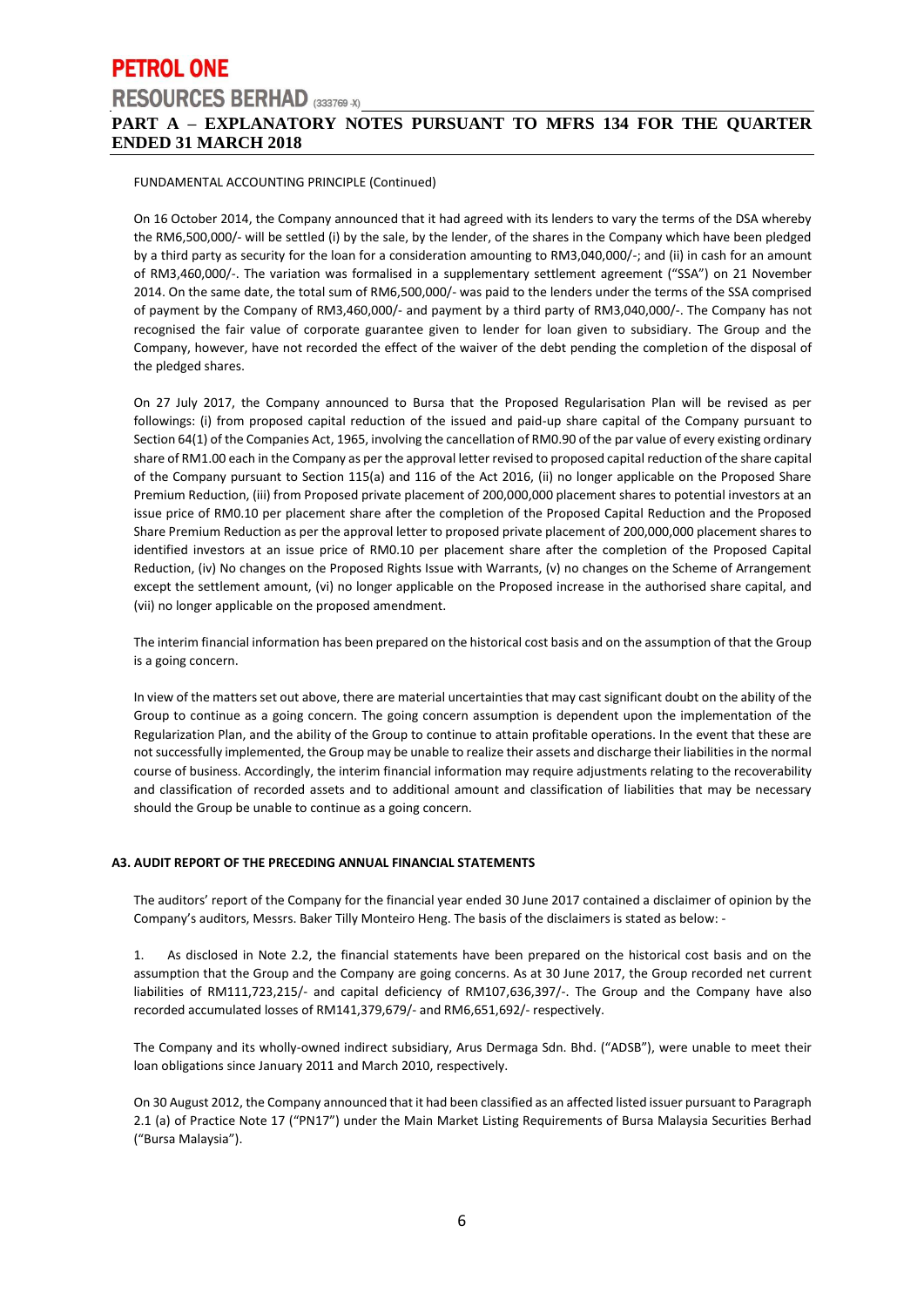FUNDAMENTAL ACCOUNTING PRINCIPLE (Continued)

On 16 October 2014, the Company announced that it had agreed with its lenders to vary the terms of the DSA whereby the RM6,500,000/- will be settled (i) by the sale, by the lender, of the shares in the Company which have been pledged by a third party as security for the loan for a consideration amounting to RM3,040,000/-; and (ii) in cash for an amount of RM3,460,000/-. The variation was formalised in a supplementary settlement agreement ("SSA") on 21 November 2014. On the same date, the total sum of RM6,500,000/- was paid to the lenders under the terms of the SSA comprised of payment by the Company of RM3,460,000/- and payment by a third party of RM3,040,000/-. The Company has not recognised the fair value of corporate guarantee given to lender for loan given to subsidiary. The Group and the Company, however, have not recorded the effect of the waiver of the debt pending the completion of the disposal of the pledged shares.

On 27 July 2017, the Company announced to Bursa that the Proposed Regularisation Plan will be revised as per followings: (i) from proposed capital reduction of the issued and paid-up share capital of the Company pursuant to Section 64(1) of the Companies Act, 1965, involving the cancellation of RM0.90 of the par value of every existing ordinary share of RM1.00 each in the Company as per the approval letter revised to proposed capital reduction of the share capital of the Company pursuant to Section 115(a) and 116 of the Act 2016, (ii) no longer applicable on the Proposed Share Premium Reduction, (iii) from Proposed private placement of 200,000,000 placement shares to potential investors at an issue price of RM0.10 per placement share after the completion of the Proposed Capital Reduction and the Proposed Share Premium Reduction as per the approval letter to proposed private placement of 200,000,000 placement shares to identified investors at an issue price of RM0.10 per placement share after the completion of the Proposed Capital Reduction, (iv) No changes on the Proposed Rights Issue with Warrants, (v) no changes on the Scheme of Arrangement except the settlement amount, (vi) no longer applicable on the Proposed increase in the authorised share capital, and (vii) no longer applicable on the proposed amendment.

The interim financial information has been prepared on the historical cost basis and on the assumption of that the Group is a going concern.

In view of the matters set out above, there are material uncertainties that may cast significant doubt on the ability of the Group to continue as a going concern. The going concern assumption is dependent upon the implementation of the Regularization Plan, and the ability of the Group to continue to attain profitable operations. In the event that these are not successfully implemented, the Group may be unable to realize their assets and discharge their liabilities in the normal course of business. Accordingly, the interim financial information may require adjustments relating to the recoverability and classification of recorded assets and to additional amount and classification of liabilities that may be necessary should the Group be unable to continue as a going concern.

### A3. AUDIT REPORT OF THE PRECEDING ANNUAL FINANCIAL STATEMENTS

The auditors' report of the Company for the financial year ended 30 June 2017 contained a disclaimer of opinion by the Company's auditors, Messrs. Baker Tilly Monteiro Heng. The basis of the disclaimers is stated as below: -

1. As disclosed in Note 2.2, the financial statements have been prepared on the historical cost basis and on the assumption that the Group and the Company are going concerns. As at 30 June 2017, the Group recorded net current liabilities of RM111,723,215/- and capital deficiency of RM107,636,397/-. The Group and the Company have also recorded accumulated losses of RM141,379,679/- and RM6,651,692/- respectively.

The Company and its wholly-owned indirect subsidiary, Arus Dermaga Sdn. Bhd. ("ADSB"), were unable to meet their loan obligations since January 2011 and March 2010, respectively.

On 30 August 2012, the Company announced that it had been classified as an affected listed issuer pursuant to Paragraph 2.1 (a) of Practice Note 17 ("PN17") under the Main Market Listing Requirements of Bursa Malaysia Securities Berhad ("Bursa Malaysia").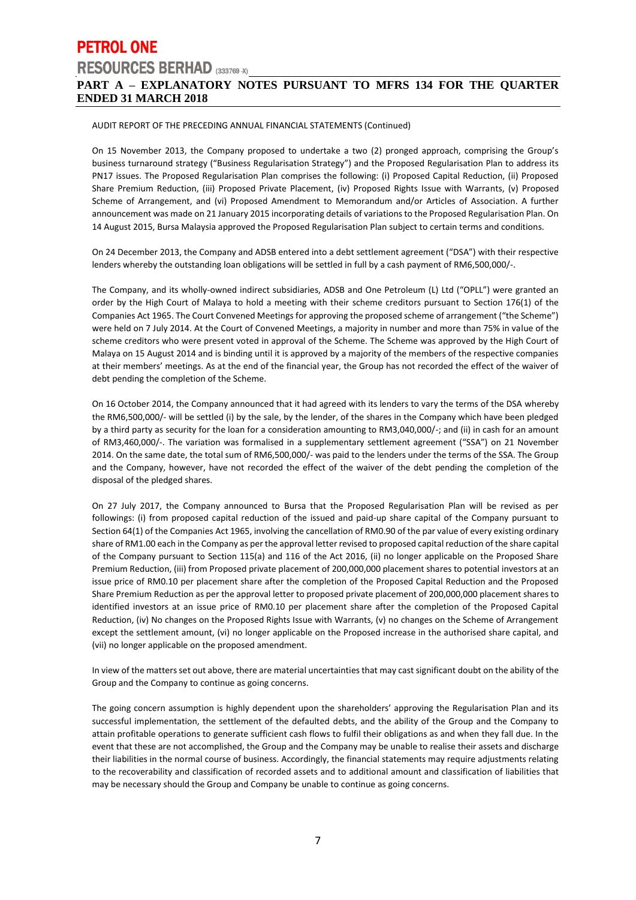AUDIT REPORT OF THE PRECEDING ANNUAL FINANCIAL STATEMENTS (Continued)

On 15 November 2013, the Company proposed to undertake a two (2) pronged approach, comprising the Group's business turnaround strategy ("Business Regularisation Strategy") and the Proposed Regularisation Plan to address its PN17 issues. The Proposed Regularisation Plan comprises the following: (i) Proposed Capital Reduction, (ii) Proposed Share Premium Reduction, (iii) Proposed Private Placement, (iv) Proposed Rights Issue with Warrants, (v) Proposed Scheme of Arrangement, and (vi) Proposed Amendment to Memorandum and/or Articles of Association. A further announcement was made on 21 January 2015 incorporating details of variations to the Proposed Regularisation Plan. On 14 August 2015, Bursa Malaysia approved the Proposed Regularisation Plan subject to certain terms and conditions.

On 24 December 2013, the Company and ADSB entered into a debt settlement agreement ("DSA") with their respective lenders whereby the outstanding loan obligations will be settled in full by a cash payment of RM6,500,000/-.

The Company, and its wholly-owned indirect subsidiaries, ADSB and One Petroleum (L) Ltd ("OPLL") were granted an order by the High Court of Malaya to hold a meeting with their scheme creditors pursuant to Section 176(1) of the Companies Act 1965. The Court Convened Meetings for approving the proposed scheme of arrangement ("the Scheme") were held on 7 July 2014. At the Court of Convened Meetings, a majority in number and more than 75% in value of the scheme creditors who were present voted in approval of the Scheme. The Scheme was approved by the High Court of Malaya on 15 August 2014 and is binding until it is approved by a majority of the members of the respective companies at their members' meetings. As at the end of the financial year, the Group has not recorded the effect of the waiver of debt pending the completion of the Scheme.

On 16 October 2014, the Company announced that it had agreed with its lenders to vary the terms of the DSA whereby the RM6,500,000/- will be settled (i) by the sale, by the lender, of the shares in the Company which have been pledged by a third party as security for the loan for a consideration amounting to RM3,040,000/-; and (ii) in cash for an amount of RM3,460,000/-. The variation was formalised in a supplementary settlement agreement ("SSA") on 21 November 2014. On the same date, the total sum of RM6,500,000/- was paid to the lenders under the terms of the SSA. The Group and the Company, however, have not recorded the effect of the waiver of the debt pending the completion of the disposal of the pledged shares.

On 27 July 2017, the Company announced to Bursa that the Proposed Regularisation Plan will be revised as per followings: (i) from proposed capital reduction of the issued and paid-up share capital of the Company pursuant to Section 64(1) of the Companies Act 1965, involving the cancellation of RM0.90 of the par value of every existing ordinary share of RM1.00 each in the Company as per the approval letter revised to proposed capital reduction of the share capital of the Company pursuant to Section 115(a) and 116 of the Act 2016, (ii) no longer applicable on the Proposed Share Premium Reduction, (iii) from Proposed private placement of 200,000,000 placement shares to potential investors at an issue price of RM0.10 per placement share after the completion of the Proposed Capital Reduction and the Proposed Share Premium Reduction as per the approval letter to proposed private placement of 200,000,000 placement shares to identified investors at an issue price of RM0.10 per placement share after the completion of the Proposed Capital Reduction, (iv) No changes on the Proposed Rights Issue with Warrants, (v) no changes on the Scheme of Arrangement except the settlement amount, (vi) no longer applicable on the Proposed increase in the authorised share capital, and (vii) no longer applicable on the proposed amendment.

In view of the matters set out above, there are material uncertainties that may cast significant doubt on the ability of the Group and the Company to continue as going concerns.

The going concern assumption is highly dependent upon the shareholders' approving the Regularisation Plan and its successful implementation, the settlement of the defaulted debts, and the ability of the Group and the Company to attain profitable operations to generate sufficient cash flows to fulfil their obligations as and when they fall due. In the event that these are not accomplished, the Group and the Company may be unable to realise their assets and discharge their liabilities in the normal course of business. Accordingly, the financial statements may require adjustments relating to the recoverability and classification of recorded assets and to additional amount and classification of liabilities that may be necessary should the Group and Company be unable to continue as going concerns.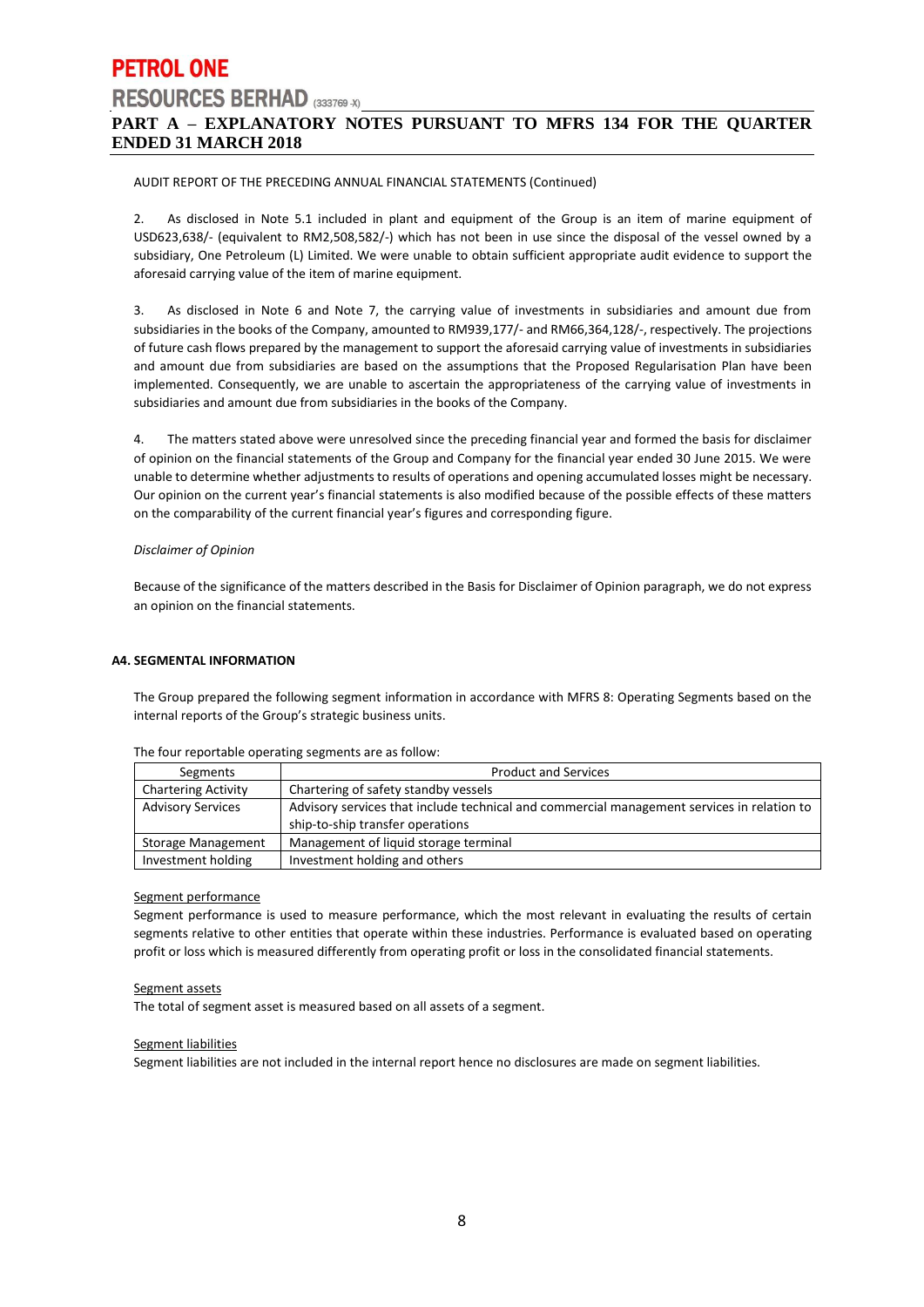AUDIT REPORT OF THE PRECEDING ANNUAL FINANCIAL STATEMENTS (Continued)

2. As disclosed in Note 5.1 included in plant and equipment of the Group is an item of marine equipment of USD623,638/- (equivalent to RM2,508,582/-) which has not been in use since the disposal of the vessel owned by a subsidiary, One Petroleum (L) Limited. We were unable to obtain sufficient appropriate audit evidence to support the aforesaid carrying value of the item of marine equipment.

3. As disclosed in Note 6 and Note 7, the carrying value of investments in subsidiaries and amount due from subsidiaries in the books of the Company, amounted to RM939,177/- and RM66,364,128/-, respectively. The projections of future cash flows prepared by the management to support the aforesaid carrying value of investments in subsidiaries and amount due from subsidiaries are based on the assumptions that the Proposed Regularisation Plan have been implemented. Consequently, we are unable to ascertain the appropriateness of the carrying value of investments in subsidiaries and amount due from subsidiaries in the books of the Company.

4. The matters stated above were unresolved since the preceding financial year and formed the basis for disclaimer of opinion on the financial statements of the Group and Company for the financial year ended 30 June 2015. We were unable to determine whether adjustments to results of operations and opening accumulated losses might be necessary. Our opinion on the current year's financial statements is also modified because of the possible effects of these matters on the comparability of the current financial year's figures and corresponding figure.

*Disclaimer of Opinion*

Because of the significance of the matters described in the Basis for Disclaimer of Opinion paragraph, we do not express an opinion on the financial statements.

## A4. SEGMENTAL INFORMATION

The Group prepared the following segment information in accordance with MFRS 8: Operating Segments based on the internal reports of the Group's strategic business units.

The four reportable operating segments are as follow:

| Segments | Product and Services |
|---|---|
| Chartering Activity | Chartering of safety standby vessels |
| Advisory Services | Advisory services that include technical and commercial management services in relation to ship-to-ship transfer operations |
| Storage Management | Management of liquid storage terminal |
| Investment holding | Investment holding and others |

Segment performance

Segment performance is used to measure performance, which the most relevant in evaluating the results of certain segments relative to other entities that operate within these industries. Performance is evaluated based on operating profit or loss which is measured differently from operating profit or loss in the consolidated financial statements.

Segment assets

The total of segment asset is measured based on all assets of a segment.

Segment liabilities

Segment liabilities are not included in the internal report hence no disclosures are made on segment liabilities.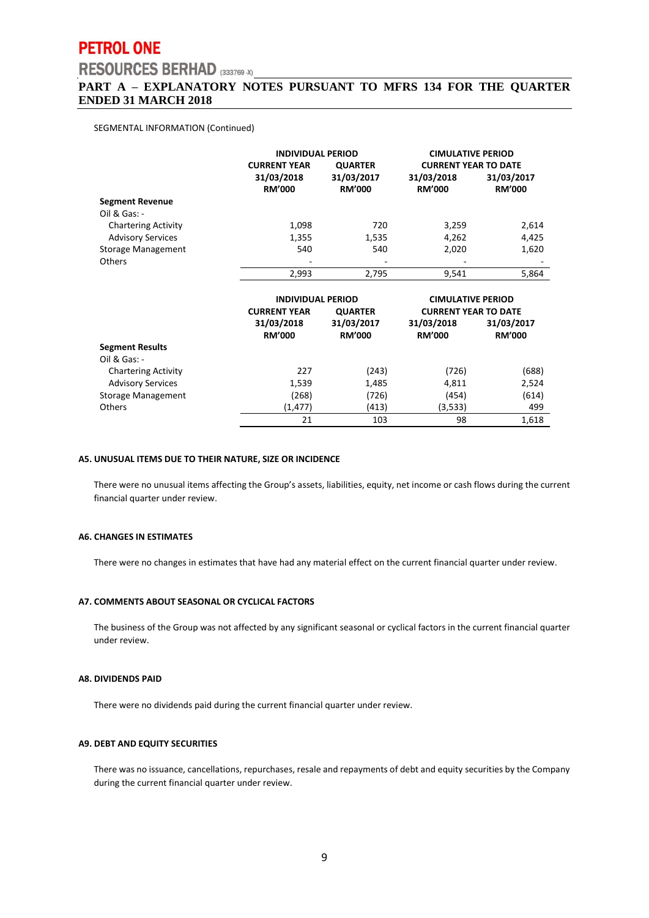SEGMENTAL INFORMATION (Continued)

| | INDIVIDUAL PERIOD | | CIMULATIVE PERIOD | |
|---|---|---|---|---|
| | CURRENT YEAR | QUARTER | CURRENT YEAR TO DATE | |
| | 31/03/2018 | 31/03/2017 | 31/03/2018 | 31/03/2017 |
| | RM'000 | RM'000 | RM'000 | RM'000 |
| **Segment Revenue** | | | | |
| Oil & Gas: - | | | | |
| Chartering Activity | 1,098 | 720 | 3,259 | 2,614 |
| Advisory Services | 1,355 | 1,535 | 4,262 | 4,425 |
| Storage Management | 540 | 540 | 2,020 | 1,620 |
| Others | - | - | - | - |
| | 2,993 | 2,795 | 9,541 | 5,864 |

| | INDIVIDUAL PERIOD | | CIMULATIVE PERIOD | |
|---|---|---|---|---|
| | CURRENT YEAR | QUARTER | CURRENT YEAR TO DATE | |
| | 31/03/2018 | 31/03/2017 | 31/03/2018 | 31/03/2017 |
| | RM'000 | RM'000 | RM'000 | RM'000 |
| **Segment Results** | | | | |
| Oil & Gas: - | | | | |
| Chartering Activity | 227 | (243) | (726) | (688) |
| Advisory Services | 1,539 | 1,485 | 4,811 | 2,524 |
| Storage Management | (268) | (726) | (454) | (614) |
| Others | (1,477) | (413) | (3,533) | 499 |
| | 21 | 103 | 98 | 1,618 |

### A5. UNUSUAL ITEMS DUE TO THEIR NATURE, SIZE OR INCIDENCE

There were no unusual items affecting the Group's assets, liabilities, equity, net income or cash flows during the current financial quarter under review.

### A6. CHANGES IN ESTIMATES

There were no changes in estimates that have had any material effect on the current financial quarter under review.

### A7. COMMENTS ABOUT SEASONAL OR CYCLICAL FACTORS

The business of the Group was not affected by any significant seasonal or cyclical factors in the current financial quarter under review.

### A8. DIVIDENDS PAID

There were no dividends paid during the current financial quarter under review.

### A9. DEBT AND EQUITY SECURITIES

There was no issuance, cancellations, repurchases, resale and repayments of debt and equity securities by the Company during the current financial quarter under review.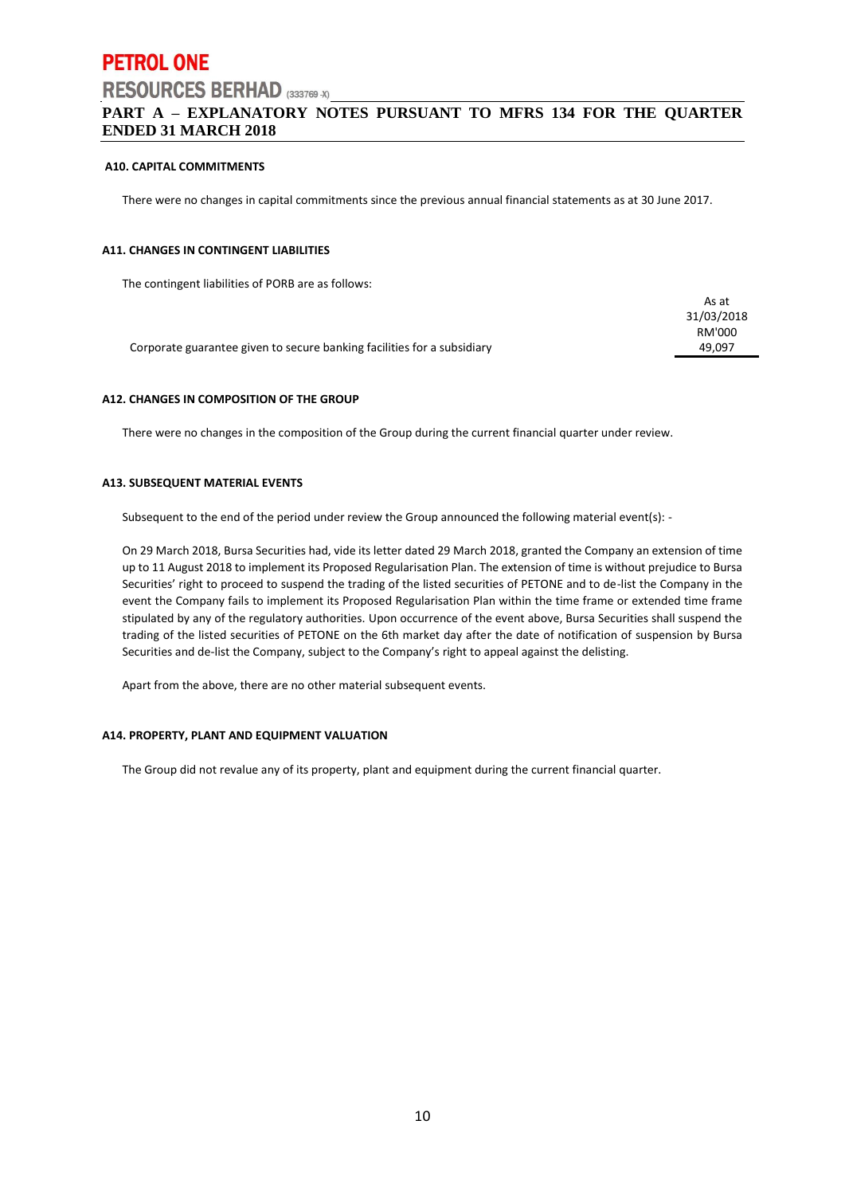## PART A – EXPLANATORY NOTES PURSUANT TO MFRS 134 FOR THE QUARTER ENDED 31 MARCH 2018

### A10. CAPITAL COMMITMENTS

There were no changes in capital commitments since the previous annual financial statements as at 30 June 2017.

### A11. CHANGES IN CONTINGENT LIABILITIES

The contingent liabilities of PORB are as follows:

| | As at 31/03/2018 RM'000 |
|---|---|
| Corporate guarantee given to secure banking facilities for a subsidiary | 49,097 |

### A12. CHANGES IN COMPOSITION OF THE GROUP

There were no changes in the composition of the Group during the current financial quarter under review.

### A13. SUBSEQUENT MATERIAL EVENTS

Subsequent to the end of the period under review the Group announced the following material event(s): -

On 29 March 2018, Bursa Securities had, vide its letter dated 29 March 2018, granted the Company an extension of time up to 11 August 2018 to implement its Proposed Regularisation Plan. The extension of time is without prejudice to Bursa Securities' right to proceed to suspend the trading of the listed securities of PETONE and to de-list the Company in the event the Company fails to implement its Proposed Regularisation Plan within the time frame or extended time frame stipulated by any of the regulatory authorities. Upon occurrence of the event above, Bursa Securities shall suspend the trading of the listed securities of PETONE on the 6th market day after the date of notification of suspension by Bursa Securities and de-list the Company, subject to the Company's right to appeal against the delisting.

Apart from the above, there are no other material subsequent events.

### A14. PROPERTY, PLANT AND EQUIPMENT VALUATION

The Group did not revalue any of its property, plant and equipment during the current financial quarter.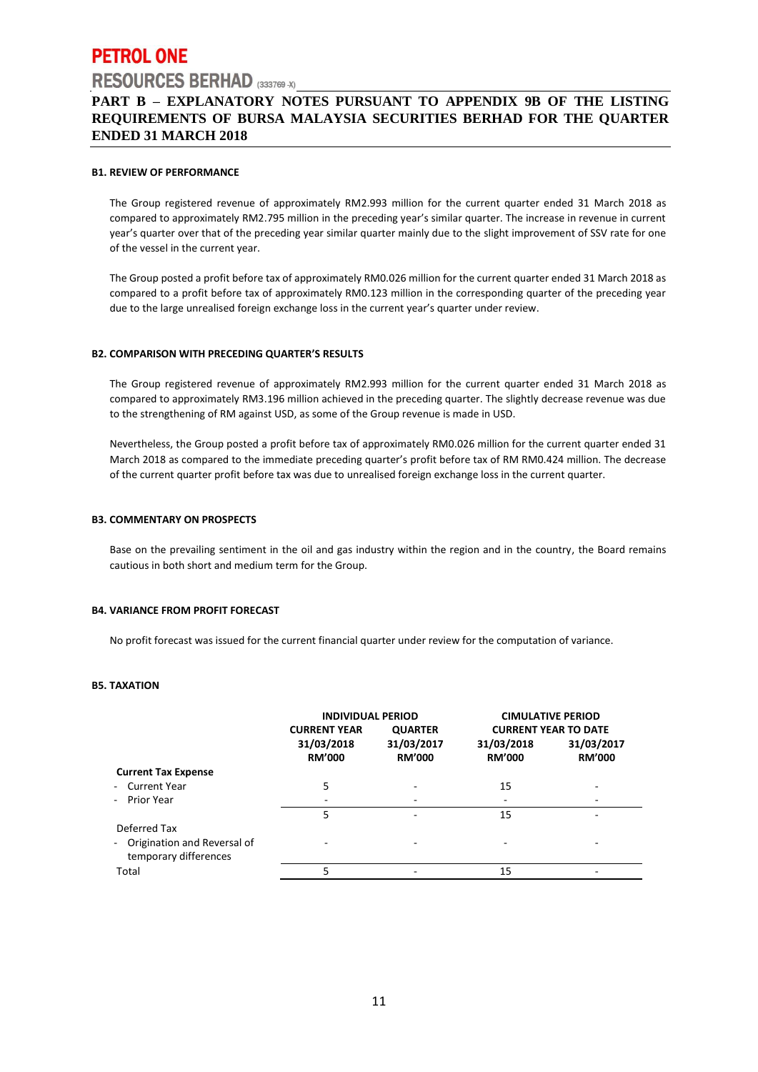**PETROL ONE RESOURCES BERHAD** (333769 -X)

# PART B – EXPLANATORY NOTES PURSUANT TO APPENDIX 9B OF THE LISTING REQUIREMENTS OF BURSA MALAYSIA SECURITIES BERHAD FOR THE QUARTER ENDED 31 MARCH 2018

## B1. REVIEW OF PERFORMANCE

The Group registered revenue of approximately RM2.993 million for the current quarter ended 31 March 2018 as compared to approximately RM2.795 million in the preceding year's similar quarter. The increase in revenue in current year's quarter over that of the preceding year similar quarter mainly due to the slight improvement of SSV rate for one of the vessel in the current year.

The Group posted a profit before tax of approximately RM0.026 million for the current quarter ended 31 March 2018 as compared to a profit before tax of approximately RM0.123 million in the corresponding quarter of the preceding year due to the large unrealised foreign exchange loss in the current year's quarter under review.

## B2. COMPARISON WITH PRECEDING QUARTER'S RESULTS

The Group registered revenue of approximately RM2.993 million for the current quarter ended 31 March 2018 as compared to approximately RM3.196 million achieved in the preceding quarter. The slightly decrease revenue was due to the strengthening of RM against USD, as some of the Group revenue is made in USD.

Nevertheless, the Group posted a profit before tax of approximately RM0.026 million for the current quarter ended 31 March 2018 as compared to the immediate preceding quarter's profit before tax of RM RM0.424 million. The decrease of the current quarter profit before tax was due to unrealised foreign exchange loss in the current quarter.

## B3. COMMENTARY ON PROSPECTS

Base on the prevailing sentiment in the oil and gas industry within the region and in the country, the Board remains cautious in both short and medium term for the Group.

## B4. VARIANCE FROM PROFIT FORECAST

No profit forecast was issued for the current financial quarter under review for the computation of variance.

## B5. TAXATION

| | INDIVIDUAL PERIOD | | CIMULATIVE PERIOD | |
|---|---|---|---|---|
| | CURRENT YEAR | QUARTER | CURRENT YEAR TO DATE | |
| | 31/03/2018 RM'000 | 31/03/2017 RM'000 | 31/03/2018 RM'000 | 31/03/2017 RM'000 |
| **Current Tax Expense** | | | | |
| - Current Year | 5 | - | 15 | - |
| - Prior Year | - | - | - | - |
| | 5 | - | 15 | - |
| Deferred Tax | | | | |
| - Origination and Reversal of temporary differences | - | - | - | - |
| Total | 5 | - | 15 | - |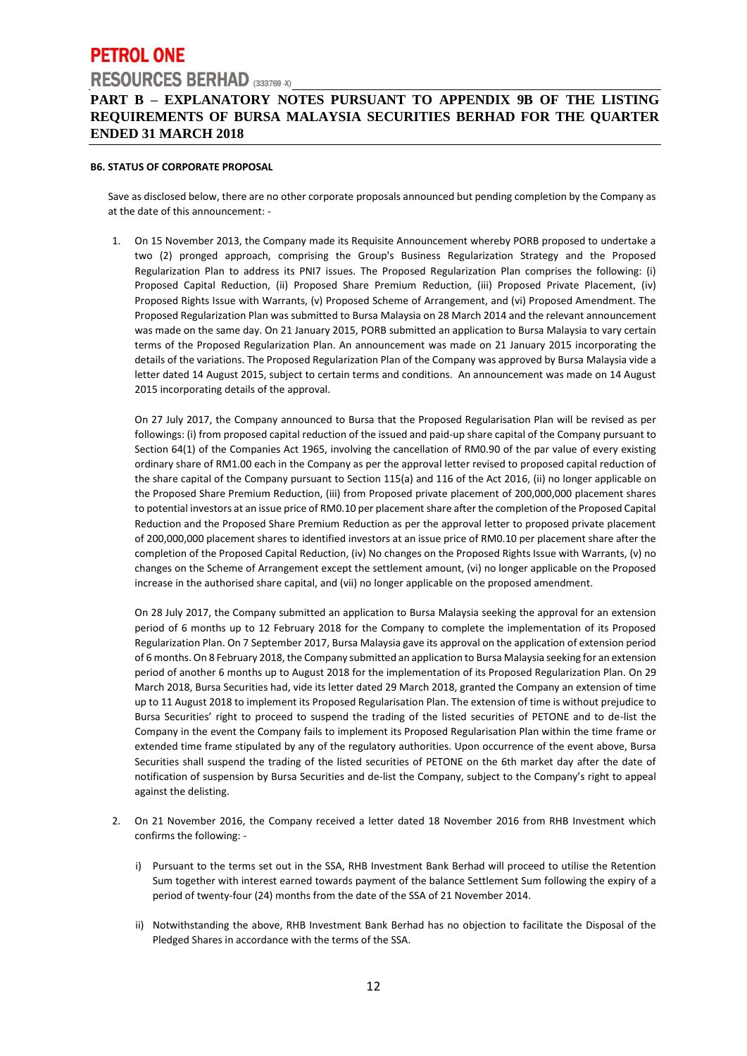**B6. STATUS OF CORPORATE PROPOSAL**

Save as disclosed below, there are no other corporate proposals announced but pending completion by the Company as at the date of this announcement: -

1. On 15 November 2013, the Company made its Requisite Announcement whereby PORB proposed to undertake a two (2) pronged approach, comprising the Group's Business Regularization Strategy and the Proposed Regularization Plan to address its PNI7 issues. The Proposed Regularization Plan comprises the following: (i) Proposed Capital Reduction, (ii) Proposed Share Premium Reduction, (iii) Proposed Private Placement, (iv) Proposed Rights Issue with Warrants, (v) Proposed Scheme of Arrangement, and (vi) Proposed Amendment. The Proposed Regularization Plan was submitted to Bursa Malaysia on 28 March 2014 and the relevant announcement was made on the same day. On 21 January 2015, PORB submitted an application to Bursa Malaysia to vary certain terms of the Proposed Regularization Plan. An announcement was made on 21 January 2015 incorporating the details of the variations. The Proposed Regularization Plan of the Company was approved by Bursa Malaysia vide a letter dated 14 August 2015, subject to certain terms and conditions. An announcement was made on 14 August 2015 incorporating details of the approval.

   On 27 July 2017, the Company announced to Bursa that the Proposed Regularisation Plan will be revised as per followings: (i) from proposed capital reduction of the issued and paid-up share capital of the Company pursuant to Section 64(1) of the Companies Act 1965, involving the cancellation of RM0.90 of the par value of every existing ordinary share of RM1.00 each in the Company as per the approval letter revised to proposed capital reduction of the share capital of the Company pursuant to Section 115(a) and 116 of the Act 2016, (ii) no longer applicable on the Proposed Share Premium Reduction, (iii) from Proposed private placement of 200,000,000 placement shares to potential investors at an issue price of RM0.10 per placement share after the completion of the Proposed Capital Reduction and the Proposed Share Premium Reduction as per the approval letter to proposed private placement of 200,000,000 placement shares to identified investors at an issue price of RM0.10 per placement share after the completion of the Proposed Capital Reduction, (iv) No changes on the Proposed Rights Issue with Warrants, (v) no changes on the Scheme of Arrangement except the settlement amount, (vi) no longer applicable on the Proposed increase in the authorised share capital, and (vii) no longer applicable on the proposed amendment.

   On 28 July 2017, the Company submitted an application to Bursa Malaysia seeking the approval for an extension period of 6 months up to 12 February 2018 for the Company to complete the implementation of its Proposed Regularization Plan. On 7 September 2017, Bursa Malaysia gave its approval on the application of extension period of 6 months. On 8 February 2018, the Company submitted an application to Bursa Malaysia seeking for an extension period of another 6 months up to August 2018 for the implementation of its Proposed Regularization Plan. On 29 March 2018, Bursa Securities had, vide its letter dated 29 March 2018, granted the Company an extension of time up to 11 August 2018 to implement its Proposed Regularisation Plan. The extension of time is without prejudice to Bursa Securities' right to proceed to suspend the trading of the listed securities of PETONE and to de-list the Company in the event the Company fails to implement its Proposed Regularisation Plan within the time frame or extended time frame stipulated by any of the regulatory authorities. Upon occurrence of the event above, Bursa Securities shall suspend the trading of the listed securities of PETONE on the 6th market day after the date of notification of suspension by Bursa Securities and de-list the Company, subject to the Company's right to appeal against the delisting.

2. On 21 November 2016, the Company received a letter dated 18 November 2016 from RHB Investment which confirms the following: -

   i) Pursuant to the terms set out in the SSA, RHB Investment Bank Berhad will proceed to utilise the Retention Sum together with interest earned towards payment of the balance Settlement Sum following the expiry of a period of twenty-four (24) months from the date of the SSA of 21 November 2014.

   ii) Notwithstanding the above, RHB Investment Bank Berhad has no objection to facilitate the Disposal of the Pledged Shares in accordance with the terms of the SSA.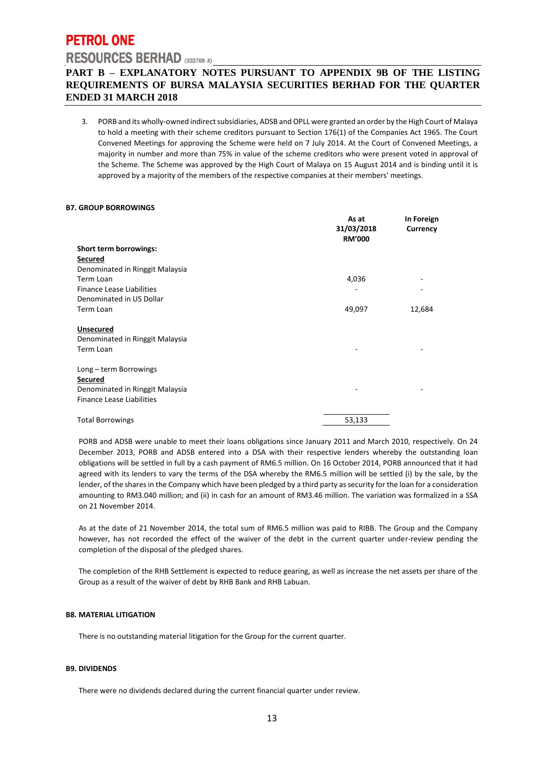3. PORB and its wholly-owned indirect subsidiaries, ADSB and OPLL were granted an order by the High Court of Malaya to hold a meeting with their scheme creditors pursuant to Section 176(1) of the Companies Act 1965. The Court Convened Meetings for approving the Scheme were held on 7 July 2014. At the Court of Convened Meetings, a majority in number and more than 75% in value of the scheme creditors who were present voted in approval of the Scheme. The Scheme was approved by the High Court of Malaya on 15 August 2014 and is binding until it is approved by a majority of the members of the respective companies at their members' meetings.

**B7. GROUP BORROWINGS**

| | As at 31/03/2018 RM'000 | In Foreign Currency |
|---|---|---|
| **Short term borrowings:** | | |
| **Secured** | | |
| Denominated in Ringgit Malaysia | | |
| Term Loan | 4,036 | - |
| Finance Lease Liabilities | - | - |
| Denominated in US Dollar | | |
| Term Loan | 49,097 | 12,684 |
| | | |
| **Unsecured** | | |
| Denominated in Ringgit Malaysia | | |
| Term Loan | - | - |
| | | |
| Long – term Borrowings | | |
| **Secured** | | |
| Denominated in Ringgit Malaysia | - | - |
| Finance Lease Liabilities | | |
| | | |
| Total Borrowings | 53,133 | |

PORB and ADSB were unable to meet their loans obligations since January 2011 and March 2010, respectively. On 24 December 2013, PORB and ADSB entered into a DSA with their respective lenders whereby the outstanding loan obligations will be settled in full by a cash payment of RM6.5 million. On 16 October 2014, PORB announced that it had agreed with its lenders to vary the terms of the DSA whereby the RM6.5 million will be settled (i) by the sale, by the lender, of the shares in the Company which have been pledged by a third party as security for the loan for a consideration amounting to RM3.040 million; and (ii) in cash for an amount of RM3.46 million. The variation was formalized in a SSA on 21 November 2014.

As at the date of 21 November 2014, the total sum of RM6.5 million was paid to RIBB. The Group and the Company however, has not recorded the effect of the waiver of the debt in the current quarter under-review pending the completion of the disposal of the pledged shares.

The completion of the RHB Settlement is expected to reduce gearing, as well as increase the net assets per share of the Group as a result of the waiver of debt by RHB Bank and RHB Labuan.

**B8. MATERIAL LITIGATION**

There is no outstanding material litigation for the Group for the current quarter.

**B9. DIVIDENDS**

There were no dividends declared during the current financial quarter under review.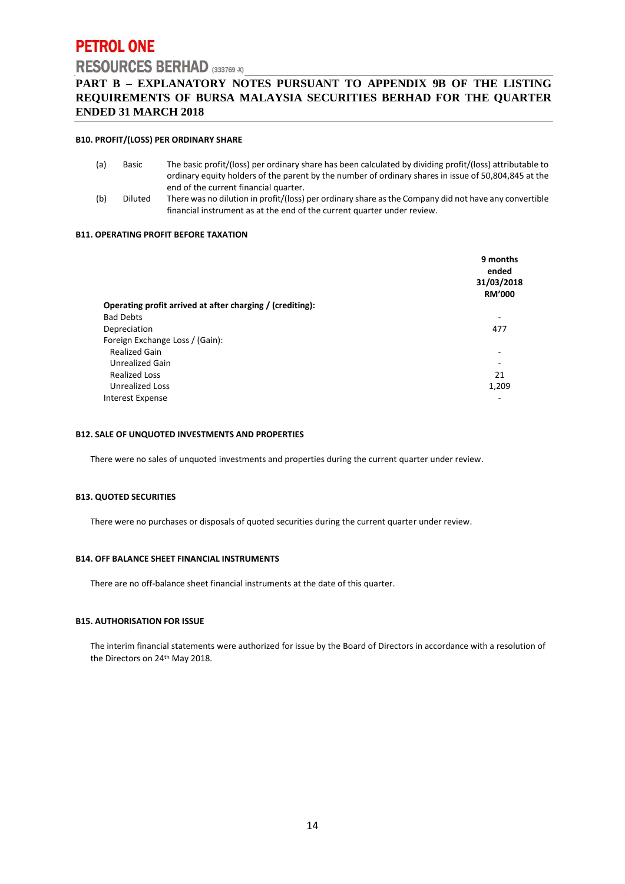## PART B – EXPLANATORY NOTES PURSUANT TO APPENDIX 9B OF THE LISTING REQUIREMENTS OF BURSA MALAYSIA SECURITIES BERHAD FOR THE QUARTER ENDED 31 MARCH 2018

### B10. PROFIT/(LOSS) PER ORDINARY SHARE

(a) Basic — The basic profit/(loss) per ordinary share has been calculated by dividing profit/(loss) attributable to ordinary equity holders of the parent by the number of ordinary shares in issue of 50,804,845 at the end of the current financial quarter.

(b) Diluted — There was no dilution in profit/(loss) per ordinary share as the Company did not have any convertible financial instrument as at the end of the current quarter under review.

### B11. OPERATING PROFIT BEFORE TAXATION

| | 9 months ended 31/03/2018 RM'000 |
|---|---|
| **Operating profit arrived at after charging / (crediting):** | |
| Bad Debts | - |
| Depreciation | 477 |
| Foreign Exchange Loss / (Gain): | |
| Realized Gain | - |
| Unrealized Gain | - |
| Realized Loss | 21 |
| Unrealized Loss | 1,209 |
| Interest Expense | - |

### B12. SALE OF UNQUOTED INVESTMENTS AND PROPERTIES

There were no sales of unquoted investments and properties during the current quarter under review.

### B13. QUOTED SECURITIES

There were no purchases or disposals of quoted securities during the current quarter under review.

### B14. OFF BALANCE SHEET FINANCIAL INSTRUMENTS

There are no off-balance sheet financial instruments at the date of this quarter.

### B15. AUTHORISATION FOR ISSUE

The interim financial statements were authorized for issue by the Board of Directors in accordance with a resolution of the Directors on 24th May 2018.